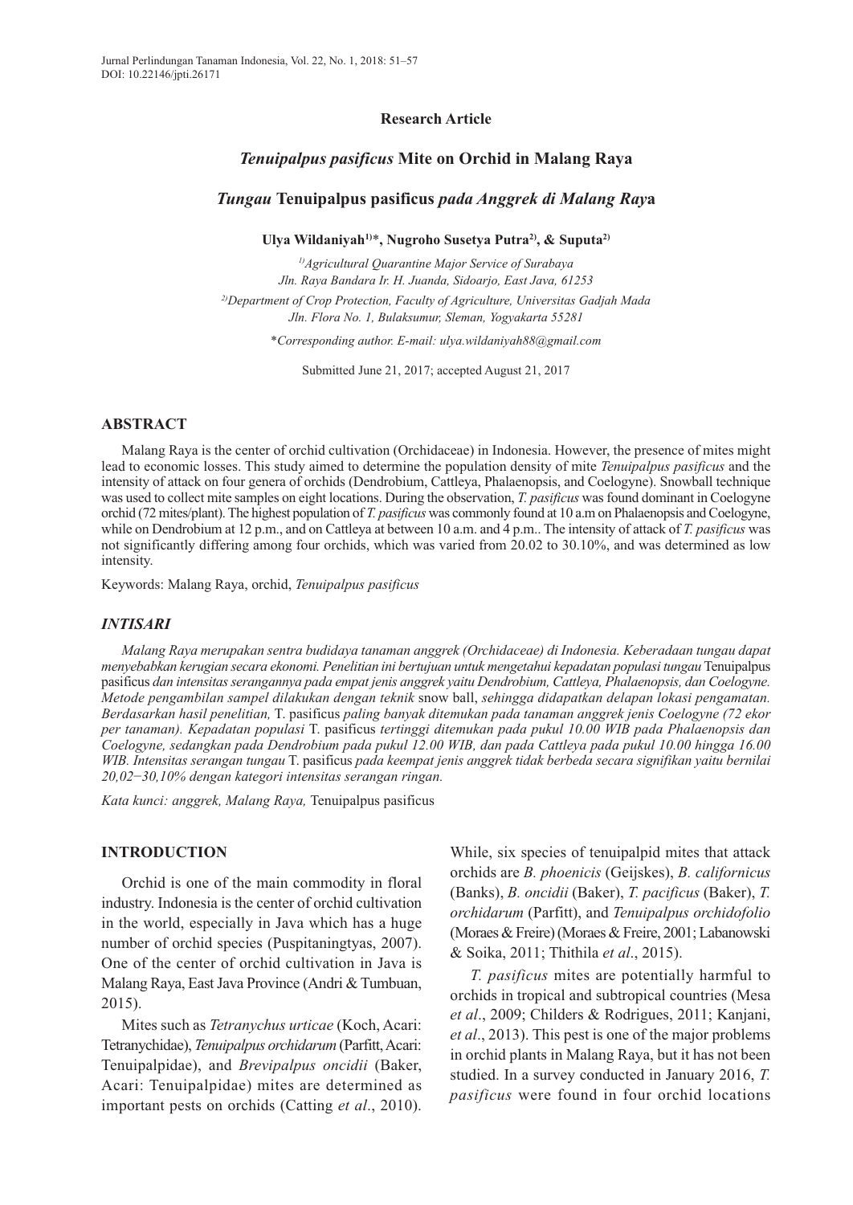Research Article

# *Tenuipalpus pasificus* Mite on Orchid in Malang Raya

## *Tungau* Tenuipalpus pasificus *pada Anggrek di Malang Ray*a

**Ulya Wildaniyah[1)]\*, Nugroho Susetya Putra[2)], & Suputa[2)]**

*[1)]Agricultural Quarantine Major Service of Surabaya*
*Jln. Raya Bandara Ir. H. Juanda, Sidoarjo, East Java, 61253*

*[2)]Department of Crop Protection, Faculty of Agriculture, Universitas Gadjah Mada*
*Jln. Flora No. 1, Bulaksumur, Sleman, Yogyakarta 55281*

\**Corresponding author. E-mail: ulya.wildaniyah88@gmail.com*

Submitted June 21, 2017; accepted August 21, 2017

## ABSTRACT

Malang Raya is the center of orchid cultivation (Orchidaceae) in Indonesia. However, the presence of mites might lead to economic losses. This study aimed to determine the population density of mite *Tenuipalpus pasificus* and the intensity of attack on four genera of orchids (Dendrobium, Cattleya, Phalaenopsis, and Coelogyne). Snowball technique was used to collect mite samples on eight locations. During the observation, *T. pasificus* was found dominant in Coelogyne orchid (72 mites/plant). The highest population of *T. pasificus* was commonly found at 10 a.m on Phalaenopsis and Coelogyne, while on Dendrobium at 12 p.m., and on Cattleya at between 10 a.m. and 4 p.m.. The intensity of attack of *T. pasificus* was not significantly differing among four orchids, which was varied from 20.02 to 30.10%, and was determined as low intensity.

Keywords: Malang Raya, orchid, *Tenuipalpus pasificus*

## *INTISARI*

*Malang Raya merupakan sentra budidaya tanaman anggrek (Orchidaceae) di Indonesia. Keberadaan tungau dapat menyebabkan kerugian secara ekonomi. Penelitian ini bertujuan untuk mengetahui kepadatan populasi tungau* Tenuipalpus pasificus *dan intensitas serangannya pada empat jenis anggrek yaitu Dendrobium, Cattleya, Phalaenopsis, dan Coelogyne. Metode pengambilan sampel dilakukan dengan teknik* snow ball, *sehingga didapatkan delapan lokasi pengamatan. Berdasarkan hasil penelitian,* T. pasificus *paling banyak ditemukan pada tanaman anggrek jenis Coelogyne (72 ekor per tanaman). Kepadatan populasi* T. pasificus *tertinggi ditemukan pada pukul 10.00 WIB pada Phalaenopsis dan Coelogyne, sedangkan pada Dendrobium pada pukul 12.00 WIB, dan pada Cattleya pada pukul 10.00 hingga 16.00 WIB. Intensitas serangan tungau* T. pasificus *pada keempat jenis anggrek tidak berbeda secara signifikan yaitu bernilai 20,02−30,10% dengan kategori intensitas serangan ringan.*

*Kata kunci: anggrek, Malang Raya,* Tenuipalpus pasificus

## INTRODUCTION

Orchid is one of the main commodity in floral industry. Indonesia is the center of orchid cultivation in the world, especially in Java which has a huge number of orchid species (Puspitaningtyas, 2007). One of the center of orchid cultivation in Java is Malang Raya, East Java Province (Andri & Tumbuan, 2015).

Mites such as *Tetranychus urticae* (Koch, Acari: Tetranychidae), *Tenuipalpus orchidarum* (Parfitt, Acari: Tenuipalpidae), and *Brevipalpus oncidii* (Baker, Acari: Tenuipalpidae) mites are determined as important pests on orchids (Catting *et al*., 2010). While, six species of tenuipalpid mites that attack orchids are *B. phoenicis* (Geijskes), *B. californicus* (Banks), *B. oncidii* (Baker), *T. pacificus* (Baker), *T. orchidarum* (Parfitt), and *Tenuipalpus orchidofolio* (Moraes & Freire) (Moraes & Freire, 2001; Labanowski & Soika, 2011; Thithila *et al*., 2015).

*T. pasificus* mites are potentially harmful to orchids in tropical and subtropical countries (Mesa *et al*., 2009; Childers & Rodrigues, 2011; Kanjani, *et al*., 2013). This pest is one of the major problems in orchid plants in Malang Raya, but it has not been studied. In a survey conducted in January 2016, *T. pasificus* were found in four orchid locations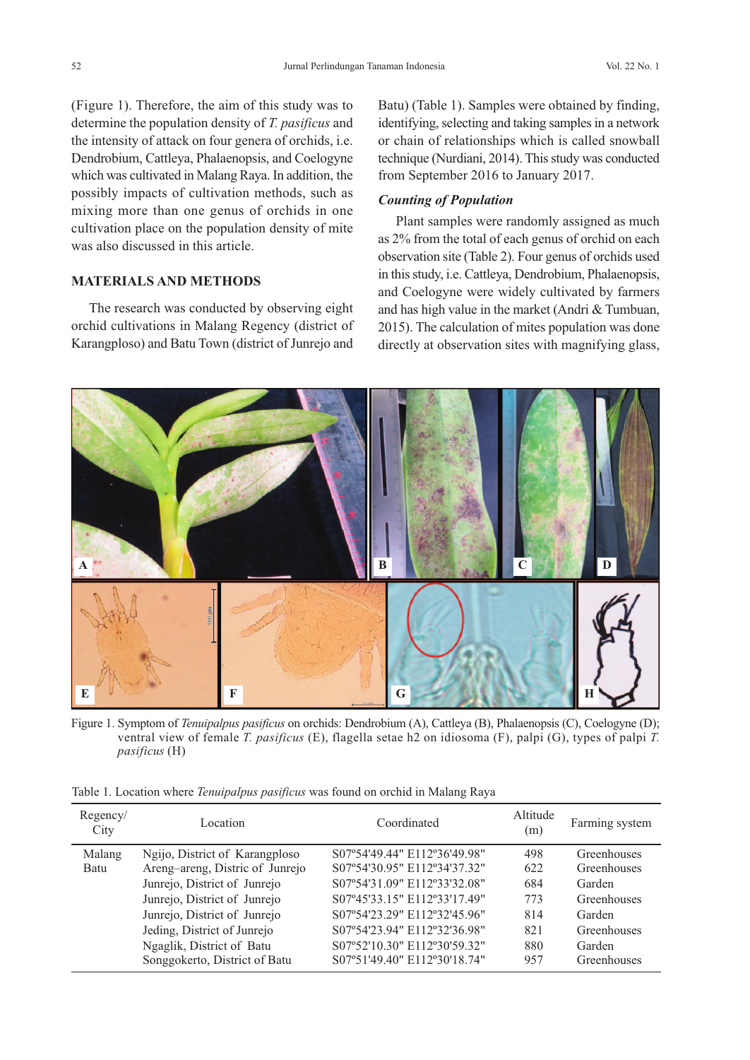(Figure 1). Therefore, the aim of this study was to determine the population density of *T. pasificus* and the intensity of attack on four genera of orchids, i.e. Dendrobium, Cattleya, Phalaenopsis, and Coelogyne which was cultivated in Malang Raya. In addition, the possibly impacts of cultivation methods, such as mixing more than one genus of orchids in one cultivation place on the population density of mite was also discussed in this article.

## MATERIALS AND METHODS

The research was conducted by observing eight orchid cultivations in Malang Regency (district of Karangploso) and Batu Town (district of Junrejo and Batu) (Table 1). Samples were obtained by finding, identifying, selecting and taking samples in a network or chain of relationships which is called snowball technique (Nurdiani, 2014). This study was conducted from September 2016 to January 2017.

### *Counting of Population*

Plant samples were randomly assigned as much as 2% from the total of each genus of orchid on each observation site (Table 2). Four genus of orchids used in this study, i.e. Cattleya, Dendrobium, Phalaenopsis, and Coelogyne were widely cultivated by farmers and has high value in the market (Andri & Tumbuan, 2015). The calculation of mites population was done directly at observation sites with magnifying glass,

Figure 1. Symptom of *Tenuipalpus pasificus* on orchids: Dendrobium (A), Cattleya (B), Phalaenopsis (C), Coelogyne (D); ventral view of female *T. pasificus* (E), flagella setae h2 on idiosoma (F), palpi (G), types of palpi *T. pasificus* (H)

Table 1. Location where *Tenuipalpus pasificus* was found on orchid in Malang Raya

| Regency/ City | Location | Coordinated | Altitude (m) | Farming system |
|---|---|---|---|---|
| Malang | Ngijo, District of Karangploso | S07º54'49.44" E112º36'49.98" | 498 | Greenhouses |
| Batu | Areng–areng, Distric of Junrejo | S07º54'30.95" E112º34'37.32" | 622 | Greenhouses |
| | Junrejo, District of Junrejo | S07º54'31.09" E112º33'32.08" | 684 | Garden |
| | Junrejo, District of Junrejo | S07º45'33.15" E112º33'17.49" | 773 | Greenhouses |
| | Junrejo, District of Junrejo | S07º54'23.29" E112º32'45.96" | 814 | Garden |
| | Jeding, District of Junrejo | S07º54'23.94" E112º32'36.98" | 821 | Greenhouses |
| | Ngaglik, District of Batu | S07º52'10.30" E112º30'59.32" | 880 | Garden |
| | Songgokerto, District of Batu | S07º51'49.40" E112º30'18.74" | 957 | Greenhouses |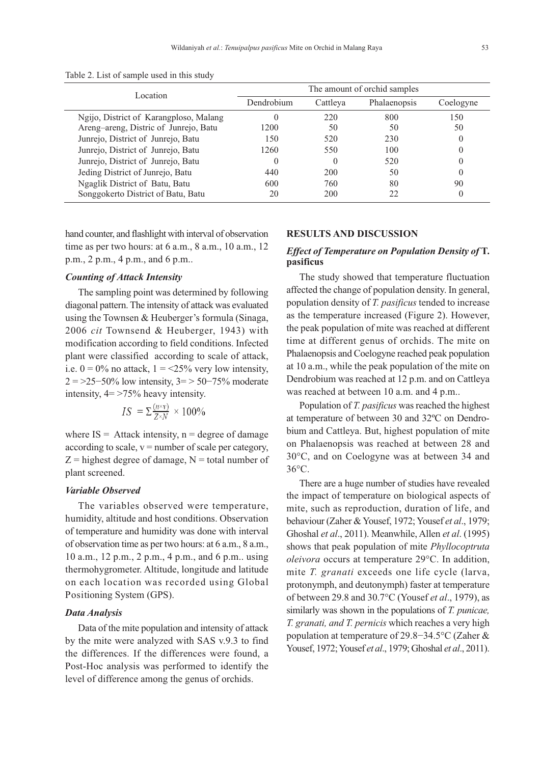Table 2. List of sample used in this study

| Location | The amount of orchid samples | | | |
|---|---|---|---|---|
| | Dendrobium | Cattleya | Phalaenopsis | Coelegyne |
| Ngijo, District of Karangploso, Malang | 0 | 220 | 800 | 150 |
| Areng–areng, Distric of Junrejo, Batu | 1200 | 50 | 50 | 50 |
| Junrejo, District of Junrejo, Batu | 150 | 520 | 230 | 0 |
| Junrejo, District of Junrejo, Batu | 1260 | 550 | 100 | 0 |
| Junrejo, District of Junrejo, Batu | 0 | 0 | 520 | 0 |
| Jeding District of Junrejo, Batu | 440 | 200 | 50 | 0 |
| Ngaglik District of Batu, Batu | 600 | 760 | 80 | 90 |
| Songgokerto District of Batu, Batu | 20 | 200 | 22 | 0 |

hand counter, and flashlight with interval of observation time as per two hours: at 6 a.m., 8 a.m., 10 a.m., 12 p.m., 2 p.m., 4 p.m., and 6 p.m..

### *Counting of Attack Intensity*

The sampling point was determined by following diagonal pattern. The intensity of attack was evaluated using the Townsen & Heuberger's formula (Sinaga, 2006 *cit* Townsend & Heuberger, 1943) with modification according to field conditions. Infected plant were classified according to scale of attack, i.e. 0 = 0% no attack, 1 = <25% very low intensity, 2 = >25−50% low intensity, 3= > 50−75% moderate intensity, 4= >75% heavy intensity.

$$IS = \Sigma \frac{(n \times v)}{Z \times N} \times 100\%$$

where IS = Attack intensity, n = degree of damage according to scale, v = number of scale per category, Z = highest degree of damage, N = total number of plant screened.

### *Variable Observed*

The variables observed were temperature, humidity, altitude and host conditions. Observation of temperature and humidity was done with interval of observation time as per two hours: at 6 a.m., 8 a.m., 10 a.m., 12 p.m., 2 p.m., 4 p.m., and 6 p.m.. using thermohygrometer. Altitude, longitude and latitude on each location was recorded using Global Positioning System (GPS).

### *Data Analysis*

Data of the mite population and intensity of attack by the mite were analyzed with SAS v.9.3 to find the differences. If the differences were found, a Post-Hoc analysis was performed to identify the level of difference among the genus of orchids.

## RESULTS AND DISCUSSION

### *Effect of Temperature on Population Density of* T. pasificus

The study showed that temperature fluctuation affected the change of population density. In general, population density of *T. pasificus* tended to increase as the temperature increased (Figure 2). However, the peak population of mite was reached at different time at different genus of orchids. The mite on Phalaenopsis and Coelogyne reached peak population at 10 a.m., while the peak population of the mite on Dendrobium was reached at 12 p.m. and on Cattleya was reached at between 10 a.m. and 4 p.m..

Population of *T. pasificus* was reached the highest at temperature of between 30 and 32ºC on Dendrobium and Cattleya. But, highest population of mite on Phalaenopsis was reached at between 28 and 30°C, and on Coelogyne was at between 34 and 36°C.

There are a huge number of studies have revealed the impact of temperature on biological aspects of mite, such as reproduction, duration of life, and behaviour (Zaher & Yousef, 1972; Yousef *et al*., 1979; Ghoshal *et al*., 2011). Meanwhile, Allen *et al*. (1995) shows that peak population of mite *Phyllocoptruta oleivora* occurs at temperature 29°C. In addition, mite *T. granati* exceeds one life cycle (larva, protonymph, and deutonymph) faster at temperature of between 29.8 and 30.7°C (Yousef *et al*., 1979), as similarly was shown in the populations of *T. punicae, T. granati, and T. pernicis* which reaches a very high population at temperature of 29.8−34.5°C (Zaher & Yousef, 1972; Yousef *et al*., 1979; Ghoshal *et al*., 2011).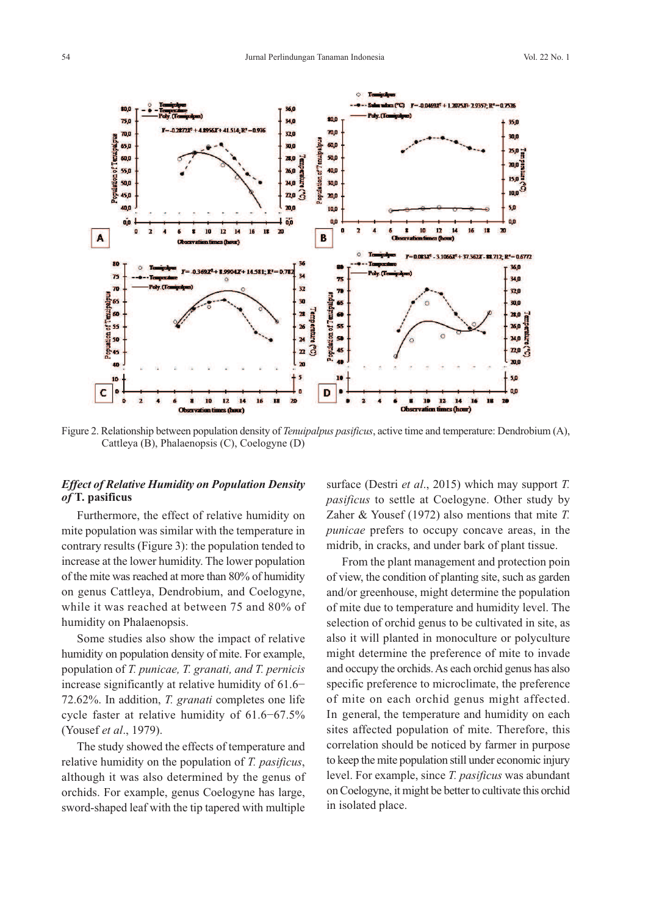Figure 2. Relationship between population density of *Tenuipalpus pasificus*, active time and temperature: Dendrobium (A), Cattleya (B), Phalaenopsis (C), Coelogyne (D)

### *Effect of Relative Humidity on Population Density of* **T. pasificus**

Furthermore, the effect of relative humidity on mite population was similar with the temperature in contrary results (Figure 3): the population tended to increase at the lower humidity. The lower population of the mite was reached at more than 80% of humidity on genus Cattleya, Dendrobium, and Coelogyne, while it was reached at between 75 and 80% of humidity on Phalaenopsis.

Some studies also show the impact of relative humidity on population density of mite. For example, population of *T. punicae, T. granati, and T. pernicis* increase significantly at relative humidity of 61.6−72.62%. In addition, *T. granati* completes one life cycle faster at relative humidity of 61.6−67.5% (Yousef *et al*., 1979).

The study showed the effects of temperature and relative humidity on the population of *T. pasificus*, although it was also determined by the genus of orchids. For example, genus Coelogyne has large, sword-shaped leaf with the tip tapered with multiple surface (Destri *et al*., 2015) which may support *T. pasificus* to settle at Coelogyne. Other study by Zaher & Yousef (1972) also mentions that mite *T. punicae* prefers to occupy concave areas, in the midrib, in cracks, and under bark of plant tissue.

From the plant management and protection poin of view, the condition of planting site, such as garden and/or greenhouse, might determine the population of mite due to temperature and humidity level. The selection of orchid genus to be cultivated in site, as also it will planted in monoculture or polyculture might determine the preference of mite to invade and occupy the orchids. As each orchid genus has also specific preference to microclimate, the preference of mite on each orchid genus might affected. In general, the temperature and humidity on each sites affected population of mite. Therefore, this correlation should be noticed by farmer in purpose to keep the mite population still under economic injury level. For example, since *T. pasificus* was abundant on Coelogyne, it might be better to cultivate this orchid in isolated place.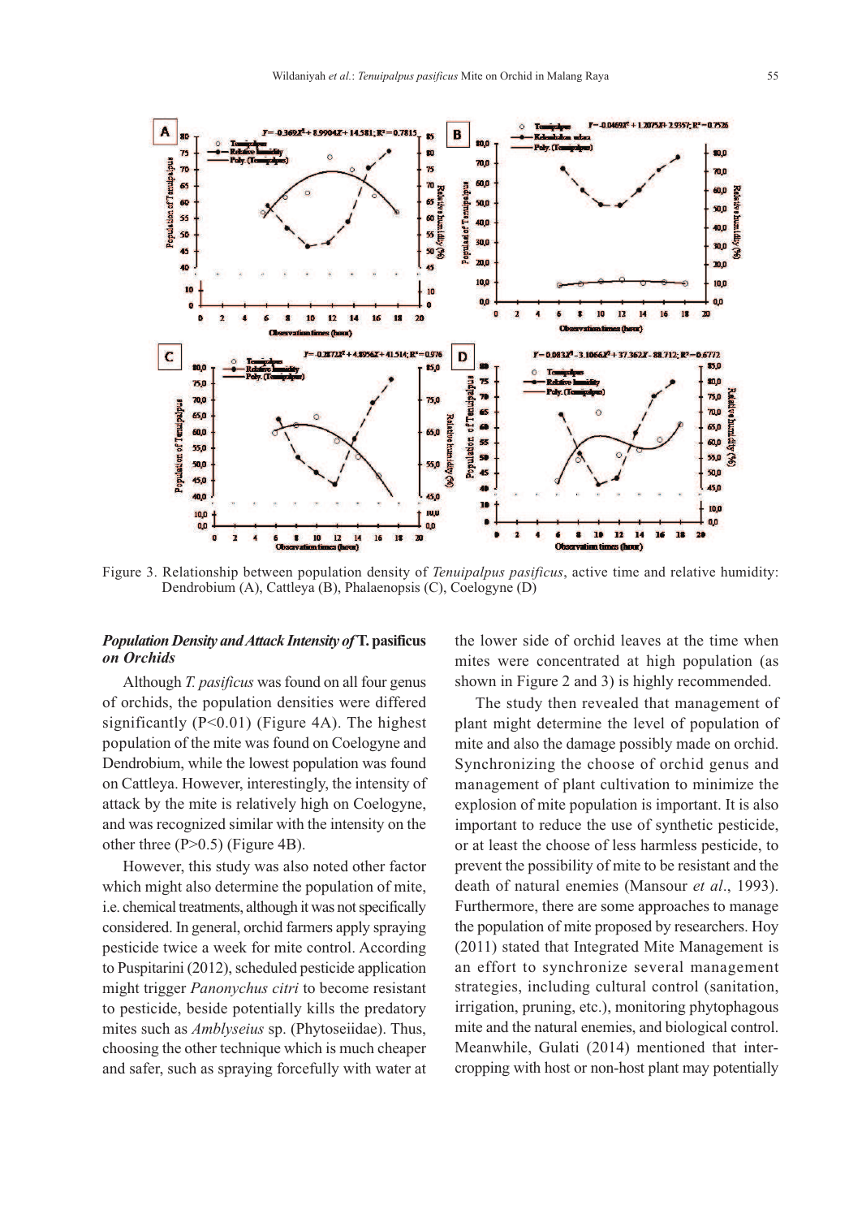Figure 3. Relationship between population density of *Tenuipalpus pasificus*, active time and relative humidity: Dendrobium (A), Cattleya (B), Phalaenopsis (C), Coelogyne (D)

### *Population Density and Attack Intensity of* T. pasificus *on Orchids*

Although *T. pasificus* was found on all four genus of orchids, the population densities were differed significantly (P<0.01) (Figure 4A). The highest population of the mite was found on Coelogyne and Dendrobium, while the lowest population was found on Cattleya. However, interestingly, the intensity of attack by the mite is relatively high on Coelogyne, and was recognized similar with the intensity on the other three (P>0.5) (Figure 4B).

However, this study was also noted other factor which might also determine the population of mite, i.e. chemical treatments, although it was not specifically considered. In general, orchid farmers apply spraying pesticide twice a week for mite control. According to Puspitarini (2012), scheduled pesticide application might trigger *Panonychus citri* to become resistant to pesticide, beside potentially kills the predatory mites such as *Amblyseius* sp. (Phytoseiidae). Thus, choosing the other technique which is much cheaper and safer, such as spraying forcefully with water at the lower side of orchid leaves at the time when mites were concentrated at high population (as shown in Figure 2 and 3) is highly recommended.

The study then revealed that management of plant might determine the level of population of mite and also the damage possibly made on orchid. Synchronizing the choose of orchid genus and management of plant cultivation to minimize the explosion of mite population is important. It is also important to reduce the use of synthetic pesticide, or at least the choose of less harmless pesticide, to prevent the possibility of mite to be resistant and the death of natural enemies (Mansour *et al*., 1993). Furthermore, there are some approaches to manage the population of mite proposed by researchers. Hoy (2011) stated that Integrated Mite Management is an effort to synchronize several management strategies, including cultural control (sanitation, irrigation, pruning, etc.), monitoring phytophagous mite and the natural enemies, and biological control. Meanwhile, Gulati (2014) mentioned that inter-cropping with host or non-host plant may potentially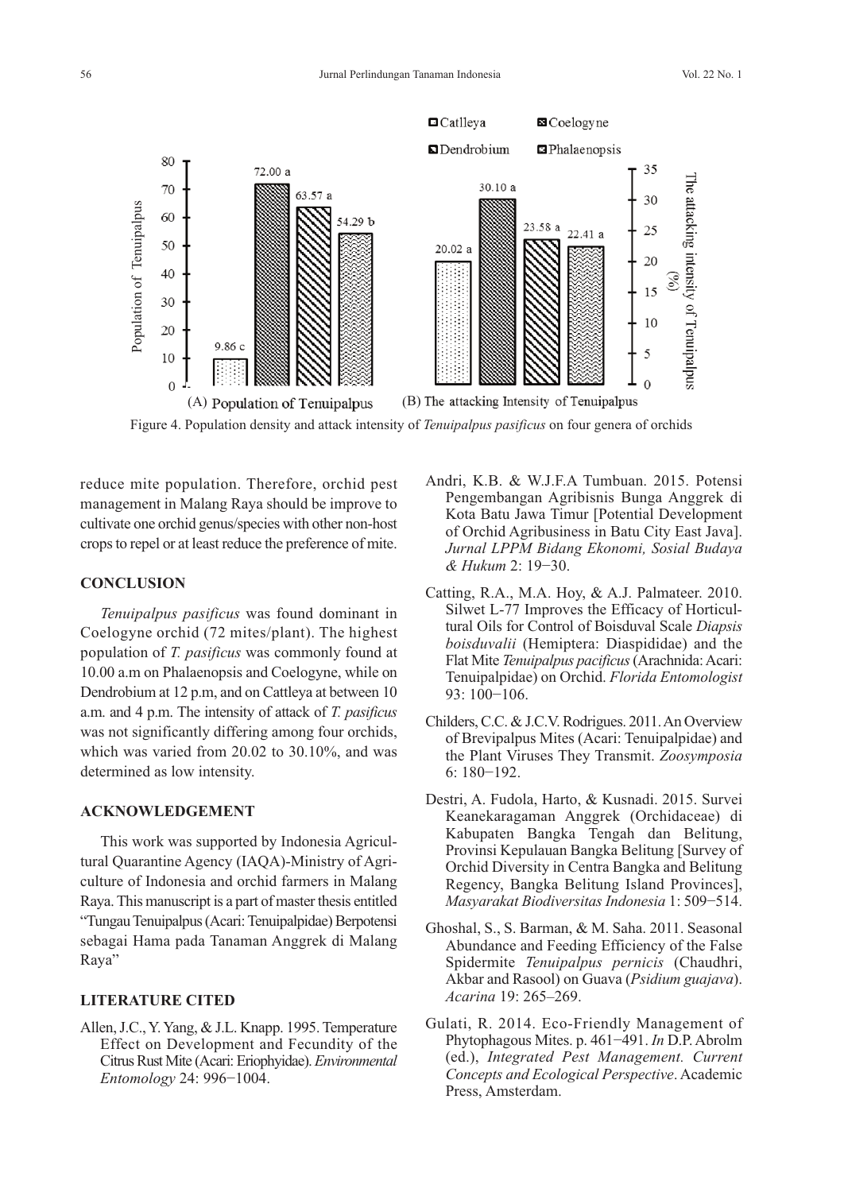Figure 4. Population density and attack intensity of *Tenuipalpus pasificus* on four genera of orchids

reduce mite population. Therefore, orchid pest management in Malang Raya should be improve to cultivate one orchid genus/species with other non-host crops to repel or at least reduce the preference of mite.

## CONCLUSION

*Tenuipalpus pasificus* was found dominant in Coelogyne orchid (72 mites/plant). The highest population of *T. pasificus* was commonly found at 10.00 a.m on Phalaenopsis and Coelogyne, while on Dendrobium at 12 p.m, and on Cattleya at between 10 a.m. and 4 p.m. The intensity of attack of *T. pasificus* was not significantly differing among four orchids, which was varied from 20.02 to 30.10%, and was determined as low intensity.

## ACKNOWLEDGEMENT

This work was supported by Indonesia Agricultural Quarantine Agency (IAQA)-Ministry of Agriculture of Indonesia and orchid farmers in Malang Raya. This manuscript is a part of master thesis entitled "Tungau Tenuipalpus (Acari: Tenuipalpidae) Berpotensi sebagai Hama pada Tanaman Anggrek di Malang Raya"

## LITERATURE CITED

Allen, J.C., Y. Yang, & J.L. Knapp. 1995. Temperature Effect on Development and Fecundity of the Citrus Rust Mite (Acari: Eriophyidae). *Environmental Entomology* 24: 996−1004.

Andri, K.B. & W.J.F.A Tumbuan. 2015. Potensi Pengembangan Agribisnis Bunga Anggrek di Kota Batu Jawa Timur [Potential Development of Orchid Agribusiness in Batu City East Java]. *Jurnal LPPM Bidang Ekonomi, Sosial Budaya & Hukum* 2: 19−30.

Catting, R.A., M.A. Hoy, & A.J. Palmateer. 2010. Silwet L-77 Improves the Efficacy of Horticultural Oils for Control of Boisduval Scale *Diapsis boisduvalii* (Hemiptera: Diaspididae) and the Flat Mite *Tenuipalpus pacificus* (Arachnida: Acari: Tenuipalpidae) on Orchid. *Florida Entomologist* 93: 100−106.

Childers, C.C. & J.C.V. Rodrigues. 2011. An Overview of Brevipalpus Mites (Acari: Tenuipalpidae) and the Plant Viruses They Transmit. *Zoosymposia* 6: 180−192.

Destri, A. Fudola, Harto, & Kusnadi. 2015. Survei Keanekaragaman Anggrek (Orchidaceae) di Kabupaten Bangka Tengah dan Belitung, Provinsi Kepulauan Bangka Belitung [Survey of Orchid Diversity in Centra Bangka and Belitung Regency, Bangka Belitung Island Provinces], *Masyarakat Biodiversitas Indonesia* 1: 509−514.

Ghoshal, S., S. Barman, & M. Saha. 2011. Seasonal Abundance and Feeding Efficiency of the False Spidermite *Tenuipalpus pernicis* (Chaudhri, Akbar and Rasool) on Guava (*Psidium guajava*). *Acarina* 19: 265–269.

Gulati, R. 2014. Eco-Friendly Management of Phytophagous Mites. p. 461−491. *In* D.P. Abrolm (ed.), *Integrated Pest Management. Current Concepts and Ecological Perspective*. Academic Press, Amsterdam.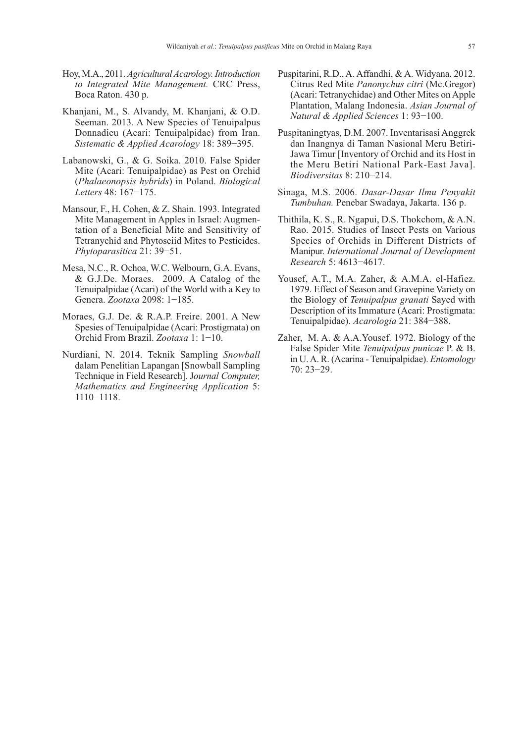Hoy, M.A., 2011. *Agricultural Acarology. Introduction to Integrated Mite Management.* CRC Press, Boca Raton. 430 p.

Khanjani, M., S. Alvandy, M. Khanjani, & O.D. Seeman. 2013. A New Species of Tenuipalpus Donnadieu (Acari: Tenuipalpidae) from Iran. *Sistematic & Applied Acarology* 18: 389−395.

Labanowski, G., & G. Soika. 2010. False Spider Mite (Acari: Tenuipalpidae) as Pest on Orchid (*Phalaeonopsis hybrids*) in Poland. *Biological Letters* 48: 167−175.

Mansour, F., H. Cohen, & Z. Shain. 1993. Integrated Mite Management in Apples in Israel: Augmentation of a Beneficial Mite and Sensitivity of Tetranychid and Phytoseiid Mites to Pesticides. *Phytoparasitica* 21: 39−51.

Mesa, N.C., R. Ochoa, W.C. Welbourn, G.A. Evans, & G.J.De. Moraes. 2009. A Catalog of the Tenuipalpidae (Acari) of the World with a Key to Genera. *Zootaxa* 2098: 1−185.

Moraes, G.J. De. & R.A.P. Freire. 2001. A New Spesies of Tenuipalpidae (Acari: Prostigmata) on Orchid From Brazil. *Zootaxa* 1: 1−10.

Nurdiani, N. 2014. Teknik Sampling *Snowball* dalam Penelitian Lapangan [Snowball Sampling Technique in Field Research]. J*ournal Computer, Mathematics and Engineering Application* 5: 1110−1118.

Puspitarini, R.D., A. Affandhi, & A. Widyana. 2012. Citrus Red Mite *Panonychus citri* (Mc.Gregor) (Acari: Tetranychidae) and Other Mites on Apple Plantation, Malang Indonesia. *Asian Journal of Natural & Applied Sciences* 1: 93−100.

Puspitaningtyas, D.M. 2007. Inventarisasi Anggrek dan Inangnya di Taman Nasional Meru Betiri-Jawa Timur [Inventory of Orchid and its Host in the Meru Betiri National Park-East Java]. *Biodiversitas* 8: 210−214.

Sinaga, M.S. 2006. *Dasar-Dasar Ilmu Penyakit Tumbuhan.* Penebar Swadaya, Jakarta. 136 p.

Thithila, K. S., R. Ngapui, D.S. Thokchom, & A.N. Rao. 2015. Studies of Insect Pests on Various Species of Orchids in Different Districts of Manipur. *International Journal of Development Research* 5: 4613−4617.

Yousef, A.T., M.A. Zaher, & A.M.A. el-Hafiez. 1979. Effect of Season and Gravepine Variety on the Biology of *Tenuipalpus granati* Sayed with Description of its Immature (Acari: Prostigmata: Tenuipalpidae). *Acarologia* 21: 384−388.

Zaher, M. A. & A.A.Yousef. 1972. Biology of the False Spider Mite *Tenuipalpus punicae* P. & B. in U. A. R. (Acarina - Tenuipalpidae). *Entomology* 70: 23−29.